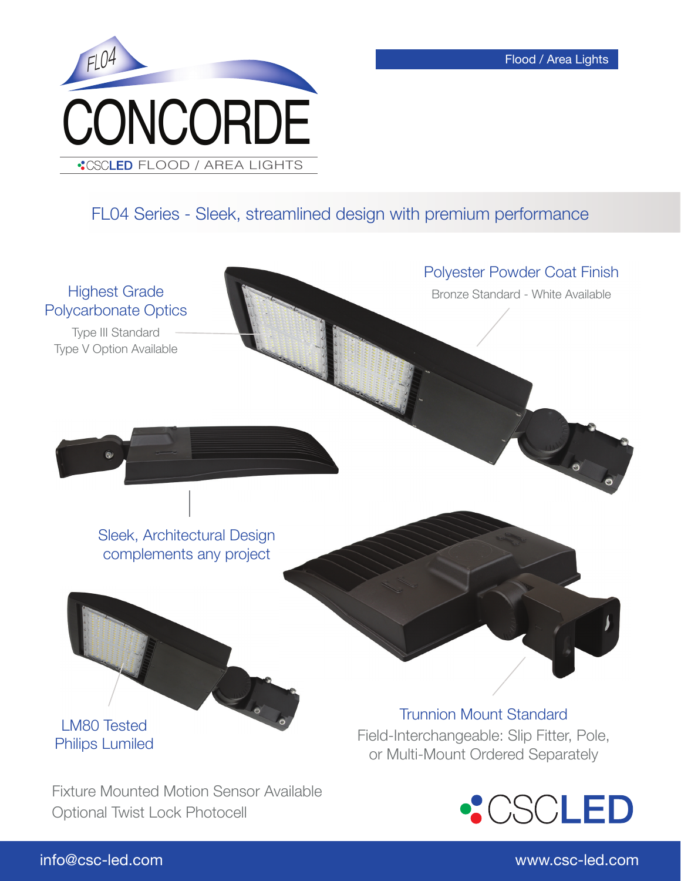Flood / Area Lights

# FL04 CONCORDE

CSCLED FLOOD / AREA LIGHTS

## FL04 Series - Sleek, streamlined design with premium performance

### Highest Grade Polycarbonate Optics

Type III Standard
Type V Option Available

### Polyester Powder Coat Finish

Bronze Standard - White Available

### Sleek, Architectural Design complements any project

### LM80 Tested Philips Lumiled

### Trunnion Mount Standard

Field-Interchangeable: Slip Fitter, Pole, or Multi-Mount Ordered Separately

Fixture Mounted Motion Sensor Available
Optional Twist Lock Photocell

CSCLED

info@csc-led.com

www.csc-led.com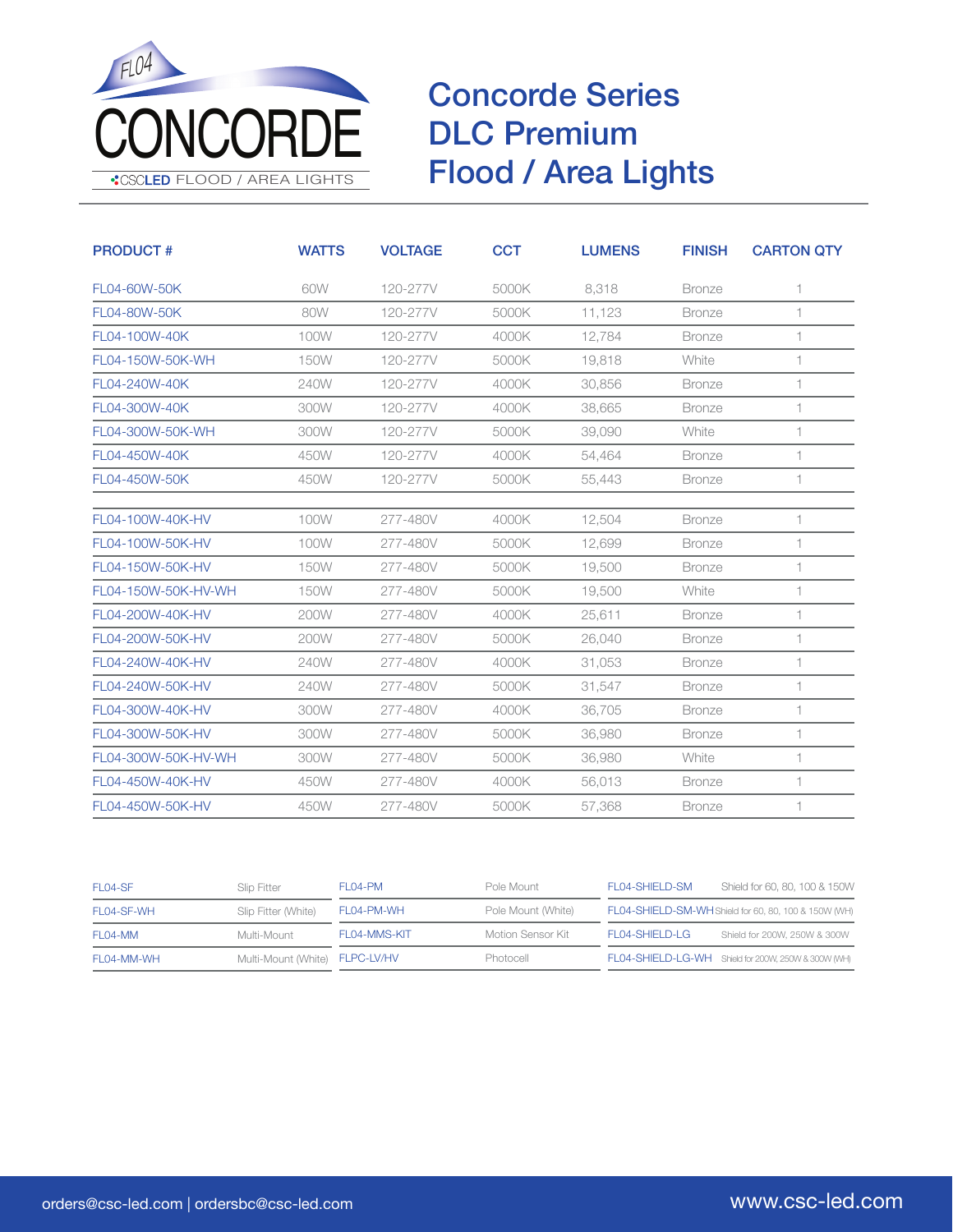FL04 CONCORDE

CSCLED FLOOD / AREA LIGHTS

# Concorde Series DLC Premium Flood / Area Lights

| PRODUCT # | WATTS | VOLTAGE | CCT | LUMENS | FINISH | CARTON QTY |
|---|---|---|---|---|---|---|
| FL04-60W-50K | 60W | 120-277V | 5000K | 8,318 | Bronze | 1 |
| FL04-80W-50K | 80W | 120-277V | 5000K | 11,123 | Bronze | 1 |
| FL04-100W-40K | 100W | 120-277V | 4000K | 12,784 | Bronze | 1 |
| FL04-150W-50K-WH | 150W | 120-277V | 5000K | 19,818 | White | 1 |
| FL04-240W-40K | 240W | 120-277V | 4000K | 30,856 | Bronze | 1 |
| FL04-300W-40K | 300W | 120-277V | 4000K | 38,665 | Bronze | 1 |
| FL04-300W-50K-WH | 300W | 120-277V | 5000K | 39,090 | White | 1 |
| FL04-450W-40K | 450W | 120-277V | 4000K | 54,464 | Bronze | 1 |
| FL04-450W-50K | 450W | 120-277V | 5000K | 55,443 | Bronze | 1 |
| | | | | | | |
| FL04-100W-40K-HV | 100W | 277-480V | 4000K | 12,504 | Bronze | 1 |
| FL04-100W-50K-HV | 100W | 277-480V | 5000K | 12,699 | Bronze | 1 |
| FL04-150W-50K-HV | 150W | 277-480V | 5000K | 19,500 | Bronze | 1 |
| FL04-150W-50K-HV-WH | 150W | 277-480V | 5000K | 19,500 | White | 1 |
| FL04-200W-40K-HV | 200W | 277-480V | 4000K | 25,611 | Bronze | 1 |
| FL04-200W-50K-HV | 200W | 277-480V | 5000K | 26,040 | Bronze | 1 |
| FL04-240W-40K-HV | 240W | 277-480V | 4000K | 31,053 | Bronze | 1 |
| FL04-240W-50K-HV | 240W | 277-480V | 5000K | 31,547 | Bronze | 1 |
| FL04-300W-40K-HV | 300W | 277-480V | 4000K | 36,705 | Bronze | 1 |
| FL04-300W-50K-HV | 300W | 277-480V | 5000K | 36,980 | Bronze | 1 |
| FL04-300W-50K-HV-WH | 300W | 277-480V | 5000K | 36,980 | White | 1 |
| FL04-450W-40K-HV | 450W | 277-480V | 4000K | 56,013 | Bronze | 1 |
| FL04-450W-50K-HV | 450W | 277-480V | 5000K | 57,368 | Bronze | 1 |

| | | | | | |
|---|---|---|---|---|---|
| FL04-SF | Slip Fitter | FL04-PM | Pole Mount | FL04-SHIELD-SM | Shield for 60, 80, 100 & 150W |
| FL04-SF-WH | Slip Fitter (White) | FL04-PM-WH | Pole Mount (White) | FL04-SHIELD-SM-WH | Shield for 60, 80, 100 & 150W (WH) |
| FL04-MM | Multi-Mount | FL04-MMS-KIT | Motion Sensor Kit | FL04-SHIELD-LG | Shield for 200W, 250W & 300W |
| FL04-MM-WH | Multi-Mount (White) | FLPC-LV/HV | Photocell | FL04-SHIELD-LG-WH | Shield for 200W, 250W & 300W (WH) |

orders@csc-led.com | ordersbc@csc-led.com

www.csc-led.com